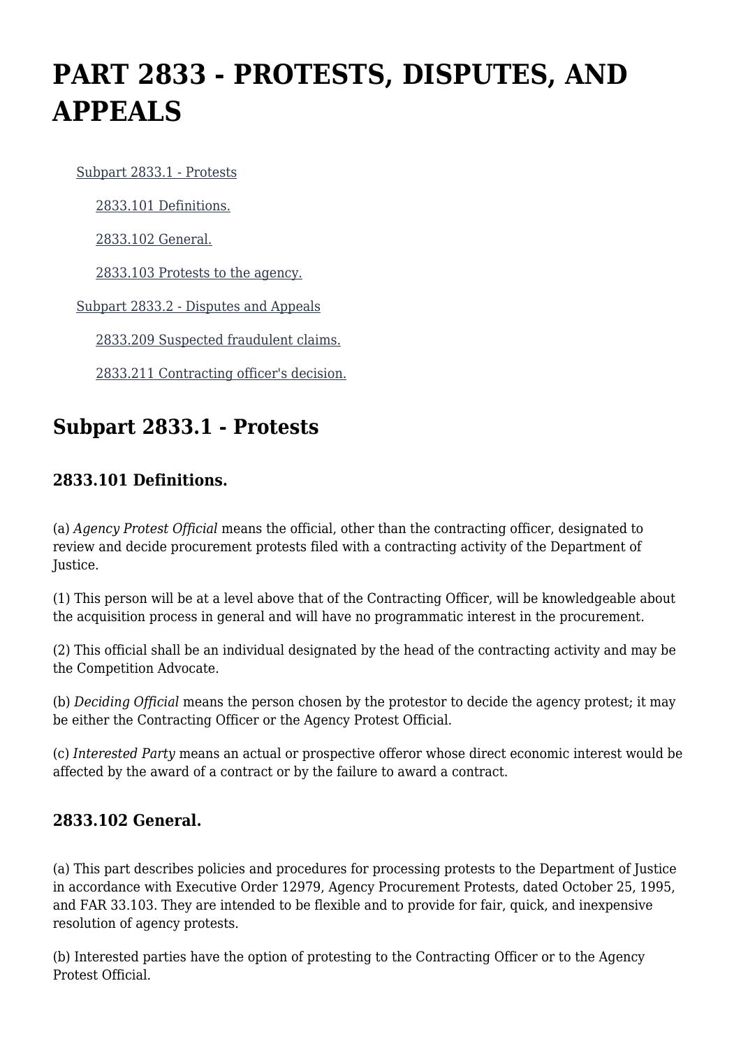# PART 2833 - PROTESTS, DISPUTES, AND APPEALS

- Subpart 2833.1 - Protests
  - 2833.101 Definitions.
  - 2833.102 General.
  - 2833.103 Protests to the agency.
- Subpart 2833.2 - Disputes and Appeals
  - 2833.209 Suspected fraudulent claims.
  - 2833.211 Contracting officer's decision.

## Subpart 2833.1 - Protests

### 2833.101 Definitions.

(a) *Agency Protest Official* means the official, other than the contracting officer, designated to review and decide procurement protests filed with a contracting activity of the Department of Justice.

(1) This person will be at a level above that of the Contracting Officer, will be knowledgeable about the acquisition process in general and will have no programmatic interest in the procurement.

(2) This official shall be an individual designated by the head of the contracting activity and may be the Competition Advocate.

(b) *Deciding Official* means the person chosen by the protestor to decide the agency protest; it may be either the Contracting Officer or the Agency Protest Official.

(c) *Interested Party* means an actual or prospective offeror whose direct economic interest would be affected by the award of a contract or by the failure to award a contract.

### 2833.102 General.

(a) This part describes policies and procedures for processing protests to the Department of Justice in accordance with Executive Order 12979, Agency Procurement Protests, dated October 25, 1995, and FAR 33.103. They are intended to be flexible and to provide for fair, quick, and inexpensive resolution of agency protests.

(b) Interested parties have the option of protesting to the Contracting Officer or to the Agency Protest Official.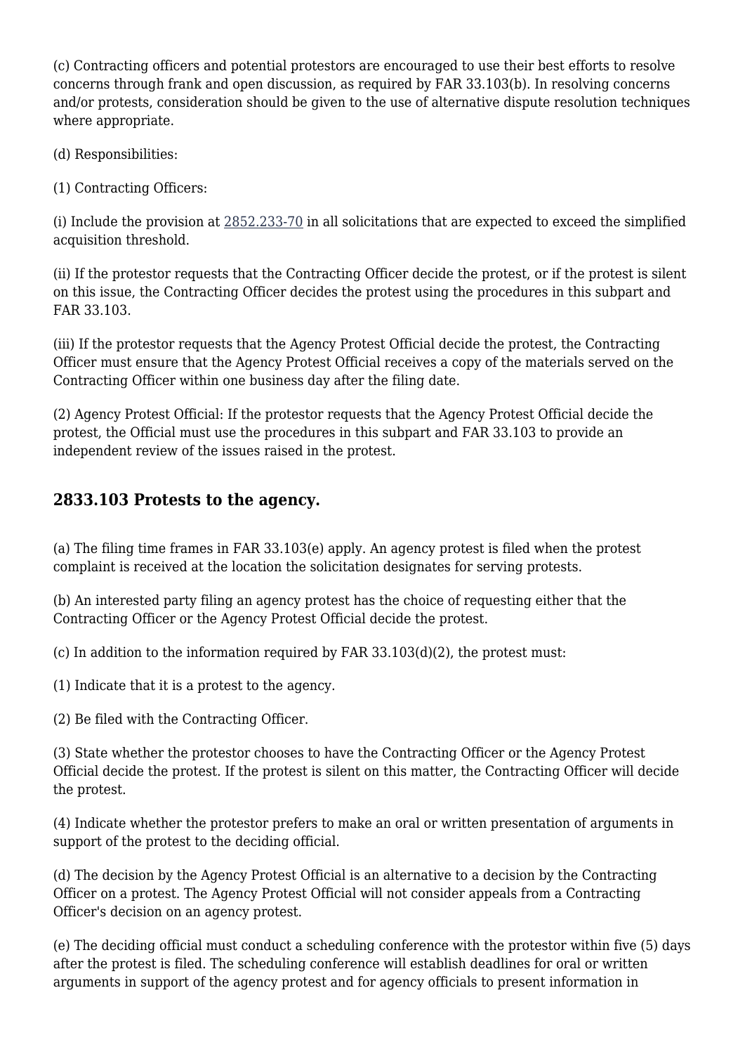(c) Contracting officers and potential protestors are encouraged to use their best efforts to resolve concerns through frank and open discussion, as required by FAR 33.103(b). In resolving concerns and/or protests, consideration should be given to the use of alternative dispute resolution techniques where appropriate.

(d) Responsibilities:

(1) Contracting Officers:

(i) Include the provision at 2852.233-70 in all solicitations that are expected to exceed the simplified acquisition threshold.

(ii) If the protestor requests that the Contracting Officer decide the protest, or if the protest is silent on this issue, the Contracting Officer decides the protest using the procedures in this subpart and FAR 33.103.

(iii) If the protestor requests that the Agency Protest Official decide the protest, the Contracting Officer must ensure that the Agency Protest Official receives a copy of the materials served on the Contracting Officer within one business day after the filing date.

(2) Agency Protest Official: If the protestor requests that the Agency Protest Official decide the protest, the Official must use the procedures in this subpart and FAR 33.103 to provide an independent review of the issues raised in the protest.

## 2833.103 Protests to the agency.

(a) The filing time frames in FAR 33.103(e) apply. An agency protest is filed when the protest complaint is received at the location the solicitation designates for serving protests.

(b) An interested party filing an agency protest has the choice of requesting either that the Contracting Officer or the Agency Protest Official decide the protest.

(c) In addition to the information required by FAR 33.103(d)(2), the protest must:

(1) Indicate that it is a protest to the agency.

(2) Be filed with the Contracting Officer.

(3) State whether the protestor chooses to have the Contracting Officer or the Agency Protest Official decide the protest. If the protest is silent on this matter, the Contracting Officer will decide the protest.

(4) Indicate whether the protestor prefers to make an oral or written presentation of arguments in support of the protest to the deciding official.

(d) The decision by the Agency Protest Official is an alternative to a decision by the Contracting Officer on a protest. The Agency Protest Official will not consider appeals from a Contracting Officer's decision on an agency protest.

(e) The deciding official must conduct a scheduling conference with the protestor within five (5) days after the protest is filed. The scheduling conference will establish deadlines for oral or written arguments in support of the agency protest and for agency officials to present information in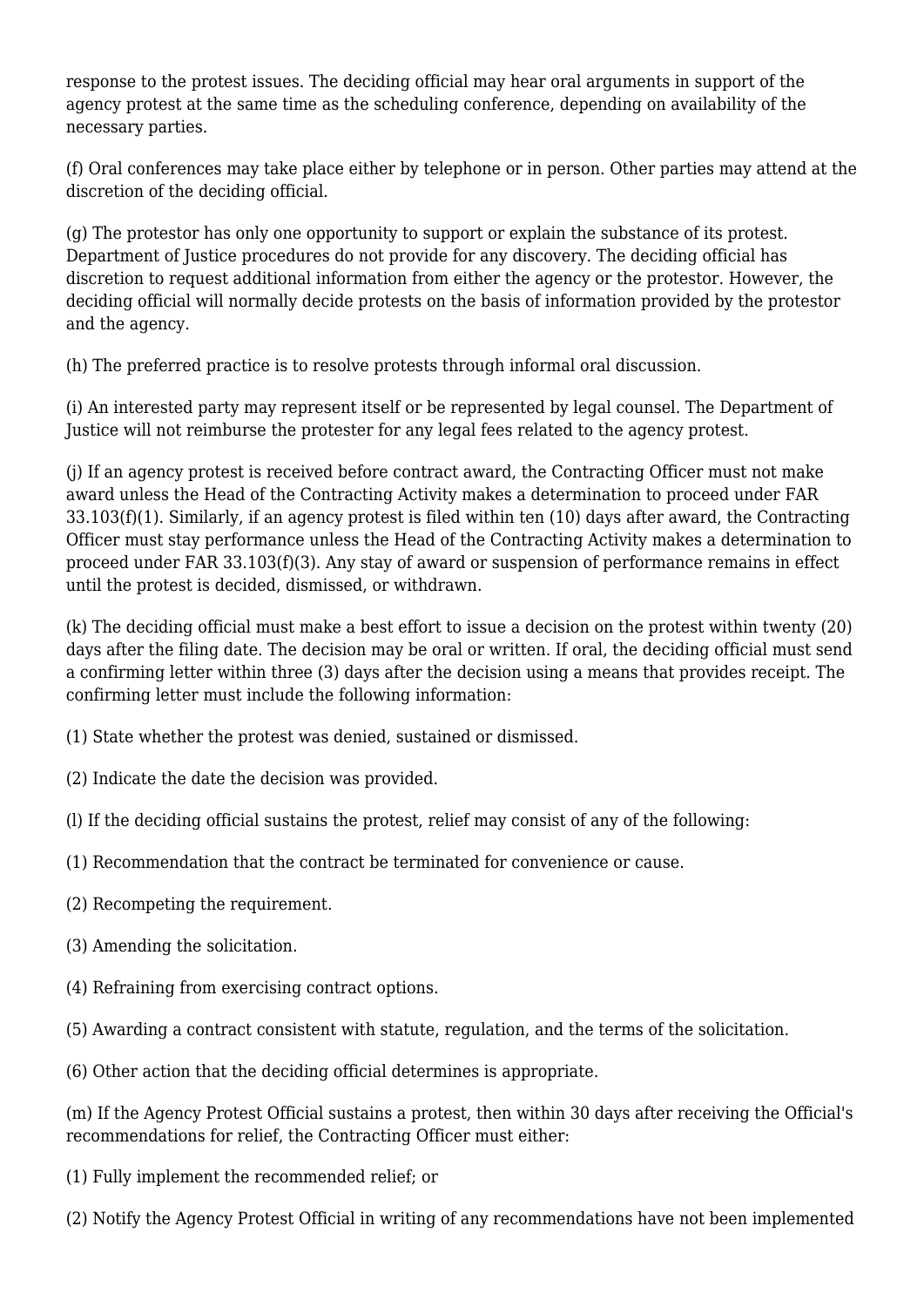response to the protest issues. The deciding official may hear oral arguments in support of the agency protest at the same time as the scheduling conference, depending on availability of the necessary parties.

(f) Oral conferences may take place either by telephone or in person. Other parties may attend at the discretion of the deciding official.

(g) The protestor has only one opportunity to support or explain the substance of its protest. Department of Justice procedures do not provide for any discovery. The deciding official has discretion to request additional information from either the agency or the protestor. However, the deciding official will normally decide protests on the basis of information provided by the protestor and the agency.

(h) The preferred practice is to resolve protests through informal oral discussion.

(i) An interested party may represent itself or be represented by legal counsel. The Department of Justice will not reimburse the protester for any legal fees related to the agency protest.

(j) If an agency protest is received before contract award, the Contracting Officer must not make award unless the Head of the Contracting Activity makes a determination to proceed under FAR 33.103(f)(1). Similarly, if an agency protest is filed within ten (10) days after award, the Contracting Officer must stay performance unless the Head of the Contracting Activity makes a determination to proceed under FAR 33.103(f)(3). Any stay of award or suspension of performance remains in effect until the protest is decided, dismissed, or withdrawn.

(k) The deciding official must make a best effort to issue a decision on the protest within twenty (20) days after the filing date. The decision may be oral or written. If oral, the deciding official must send a confirming letter within three (3) days after the decision using a means that provides receipt. The confirming letter must include the following information:

(1) State whether the protest was denied, sustained or dismissed.

(2) Indicate the date the decision was provided.

(l) If the deciding official sustains the protest, relief may consist of any of the following:

(1) Recommendation that the contract be terminated for convenience or cause.

(2) Recompeting the requirement.

(3) Amending the solicitation.

(4) Refraining from exercising contract options.

(5) Awarding a contract consistent with statute, regulation, and the terms of the solicitation.

(6) Other action that the deciding official determines is appropriate.

(m) If the Agency Protest Official sustains a protest, then within 30 days after receiving the Official's recommendations for relief, the Contracting Officer must either:

(1) Fully implement the recommended relief; or

(2) Notify the Agency Protest Official in writing of any recommendations have not been implemented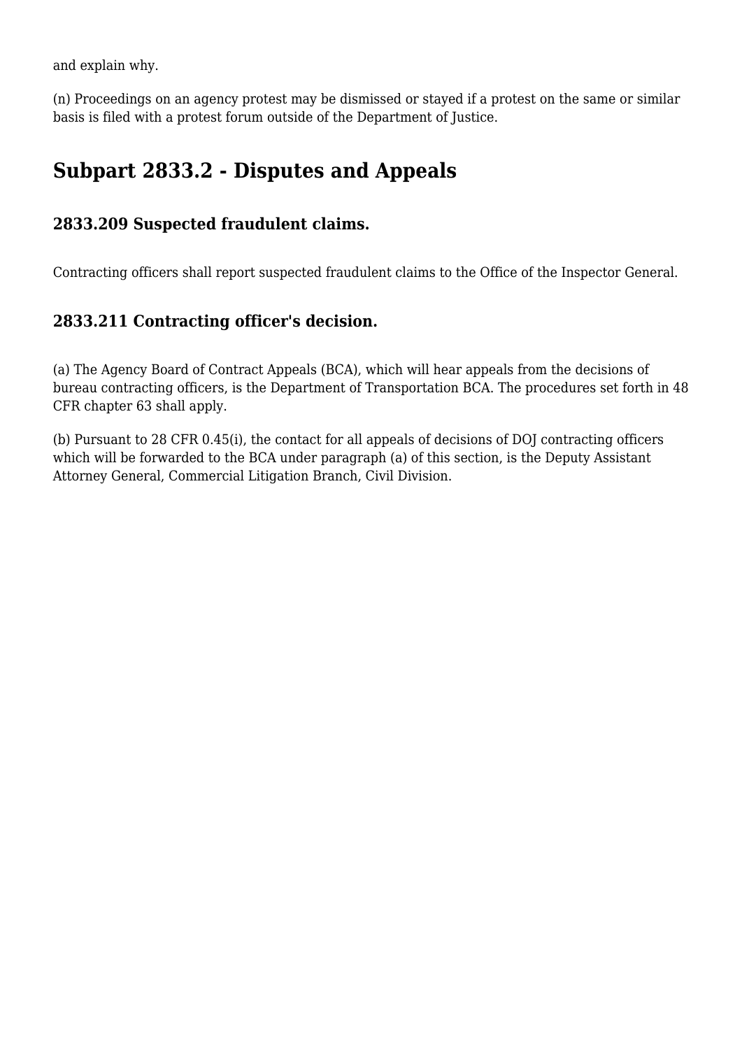and explain why.

(n) Proceedings on an agency protest may be dismissed or stayed if a protest on the same or similar basis is filed with a protest forum outside of the Department of Justice.

## Subpart 2833.2 - Disputes and Appeals

### 2833.209 Suspected fraudulent claims.

Contracting officers shall report suspected fraudulent claims to the Office of the Inspector General.

### 2833.211 Contracting officer's decision.

(a) The Agency Board of Contract Appeals (BCA), which will hear appeals from the decisions of bureau contracting officers, is the Department of Transportation BCA. The procedures set forth in 48 CFR chapter 63 shall apply.

(b) Pursuant to 28 CFR 0.45(i), the contact for all appeals of decisions of DOJ contracting officers which will be forwarded to the BCA under paragraph (a) of this section, is the Deputy Assistant Attorney General, Commercial Litigation Branch, Civil Division.